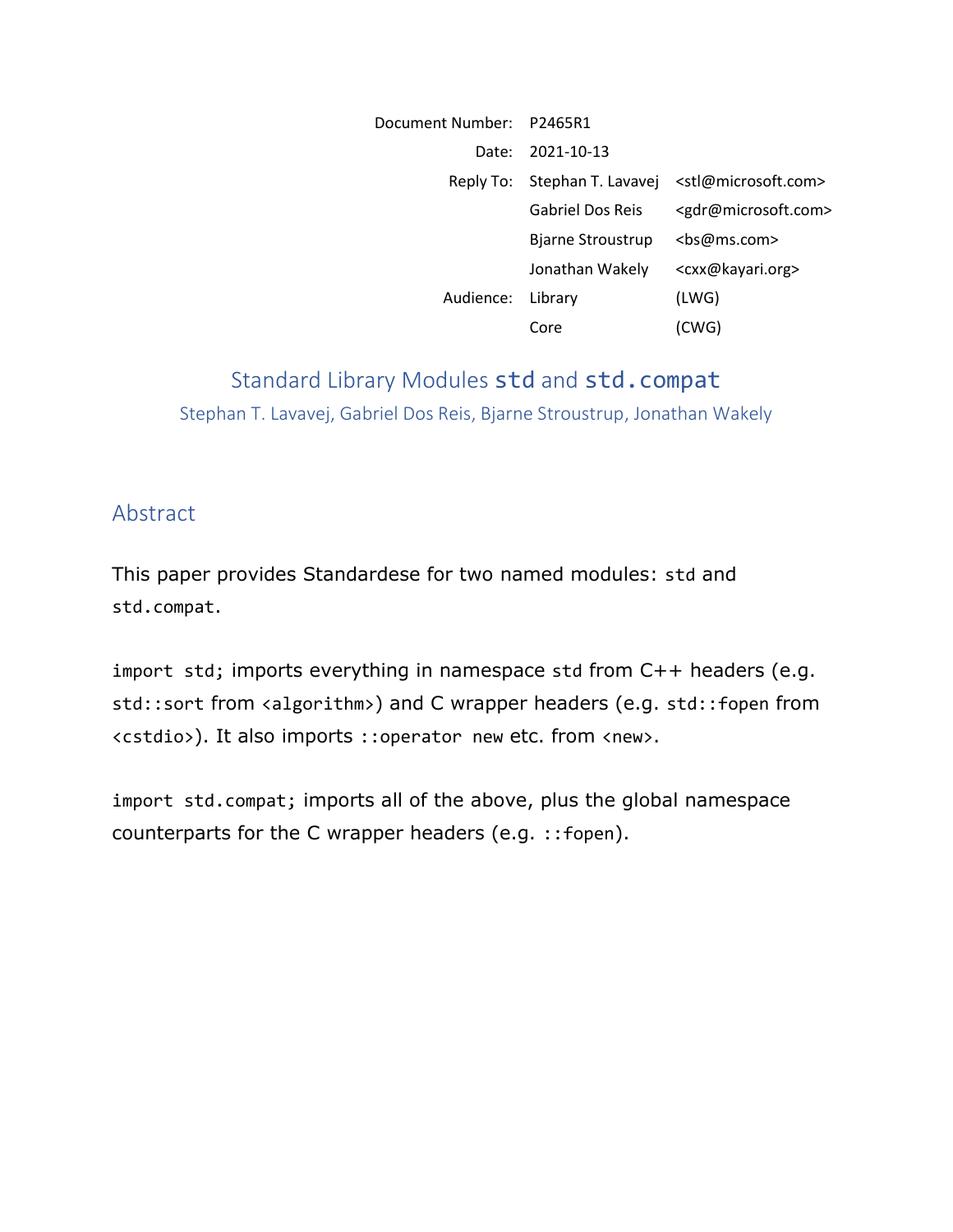| | | |
|---|---|---|
| Document Number: | P2465R1 | |
| Date: | 2021-10-13 | |
| Reply To: | Stephan T. Lavavej | <stl@microsoft.com> |
| | Gabriel Dos Reis | <gdr@microsoft.com> |
| | Bjarne Stroustrup | <bs@ms.com> |
| | Jonathan Wakely | <cxx@kayari.org> |
| Audience: | Library | (LWG) |
| | Core | (CWG) |

# Standard Library Modules `std` and `std.compat`

Stephan T. Lavavej, Gabriel Dos Reis, Bjarne Stroustrup, Jonathan Wakely

## Abstract

This paper provides Standardese for two named modules: `std` and `std.compat`.

`import std;` imports everything in namespace `std` from C++ headers (e.g. `std::sort` from `<algorithm>`) and C wrapper headers (e.g. `std::fopen` from `<cstdio>`). It also imports `::operator new` etc. from `<new>`.

`import std.compat;` imports all of the above, plus the global namespace counterparts for the C wrapper headers (e.g. `::fopen`).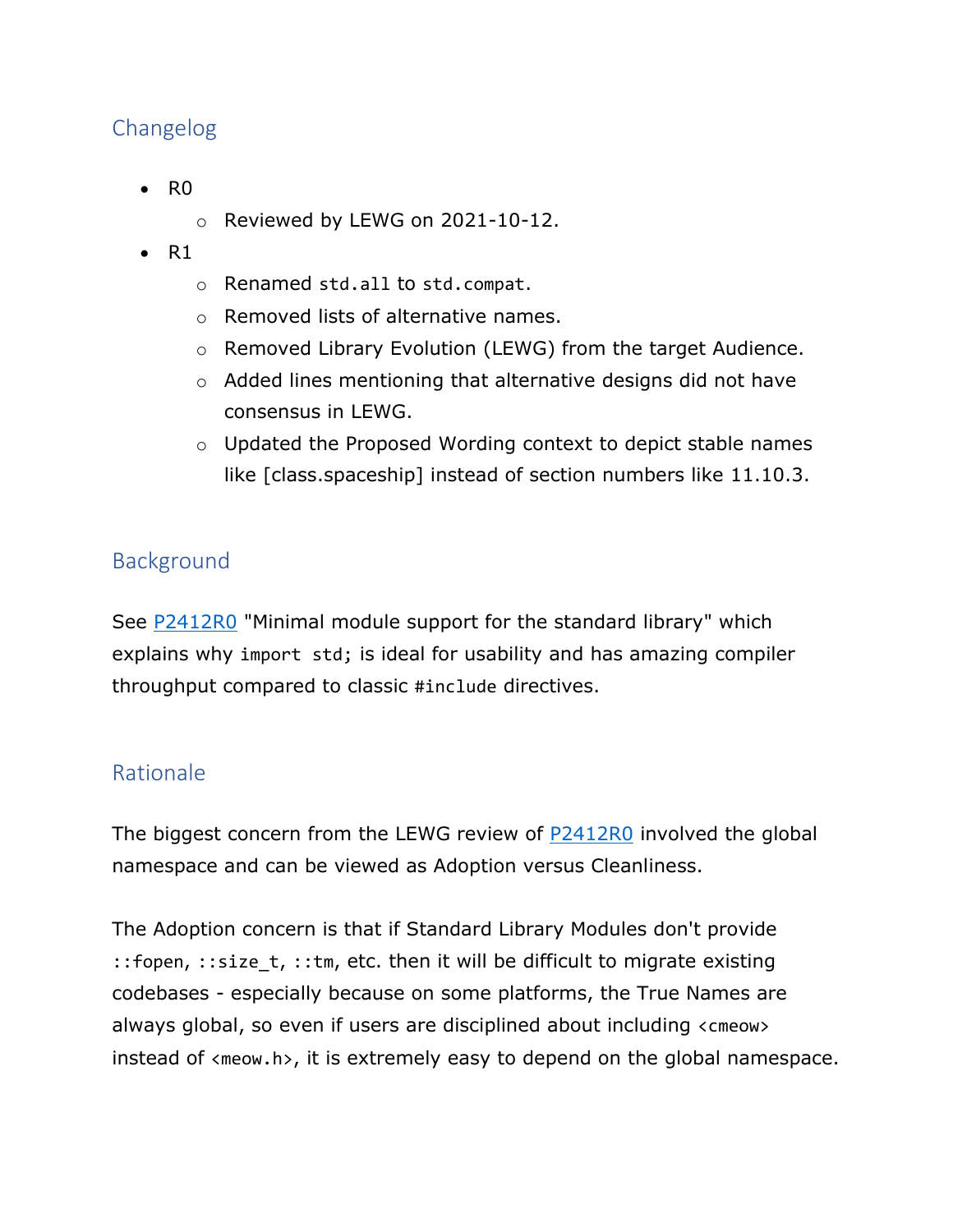## Changelog

- R0
  - Reviewed by LEWG on 2021-10-12.
- R1
  - Renamed `std.all` to `std.compat`.
  - Removed lists of alternative names.
  - Removed Library Evolution (LEWG) from the target Audience.
  - Added lines mentioning that alternative designs did not have consensus in LEWG.
  - Updated the Proposed Wording context to depict stable names like [class.spaceship] instead of section numbers like 11.10.3.

## Background

See P2412R0 "Minimal module support for the standard library" which explains why `import std;` is ideal for usability and has amazing compiler throughput compared to classic `#include` directives.

## Rationale

The biggest concern from the LEWG review of P2412R0 involved the global namespace and can be viewed as Adoption versus Cleanliness.

The Adoption concern is that if Standard Library Modules don't provide `::fopen`, `::size_t`, `::tm`, etc. then it will be difficult to migrate existing codebases - especially because on some platforms, the True Names are always global, so even if users are disciplined about including `<cmeow>` instead of `<meow.h>`, it is extremely easy to depend on the global namespace.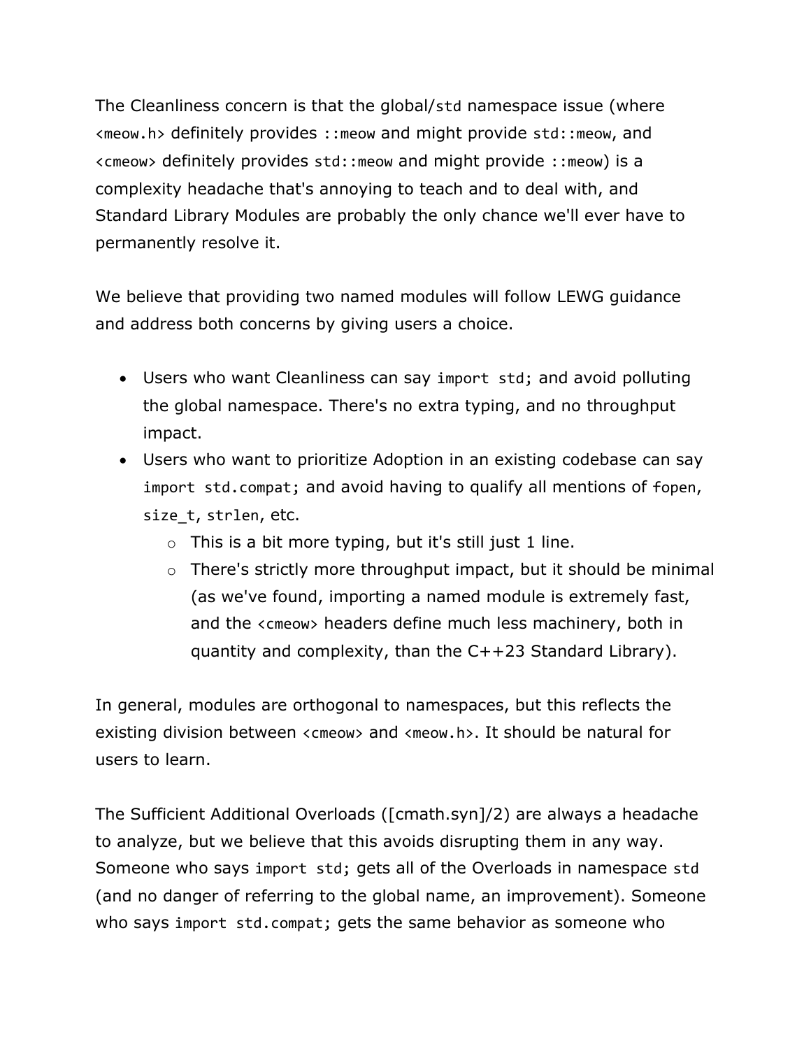The Cleanliness concern is that the global/`std` namespace issue (where `<meow.h>` definitely provides `::meow` and might provide `std::meow`, and `<cmeow>` definitely provides `std::meow` and might provide `::meow`) is a complexity headache that's annoying to teach and to deal with, and Standard Library Modules are probably the only chance we'll ever have to permanently resolve it.

We believe that providing two named modules will follow LEWG guidance and address both concerns by giving users a choice.

- Users who want Cleanliness can say `import std;` and avoid polluting the global namespace. There's no extra typing, and no throughput impact.
- Users who want to prioritize Adoption in an existing codebase can say `import std.compat;` and avoid having to qualify all mentions of `fopen`, `size_t`, `strlen`, etc.
    - This is a bit more typing, but it's still just 1 line.
    - There's strictly more throughput impact, but it should be minimal (as we've found, importing a named module is extremely fast, and the `<cmeow>` headers define much less machinery, both in quantity and complexity, than the C++23 Standard Library).

In general, modules are orthogonal to namespaces, but this reflects the existing division between `<cmeow>` and `<meow.h>`. It should be natural for users to learn.

The Sufficient Additional Overloads ([cmath.syn]/2) are always a headache to analyze, but we believe that this avoids disrupting them in any way. Someone who says `import std;` gets all of the Overloads in namespace `std` (and no danger of referring to the global name, an improvement). Someone who says `import std.compat;` gets the same behavior as someone who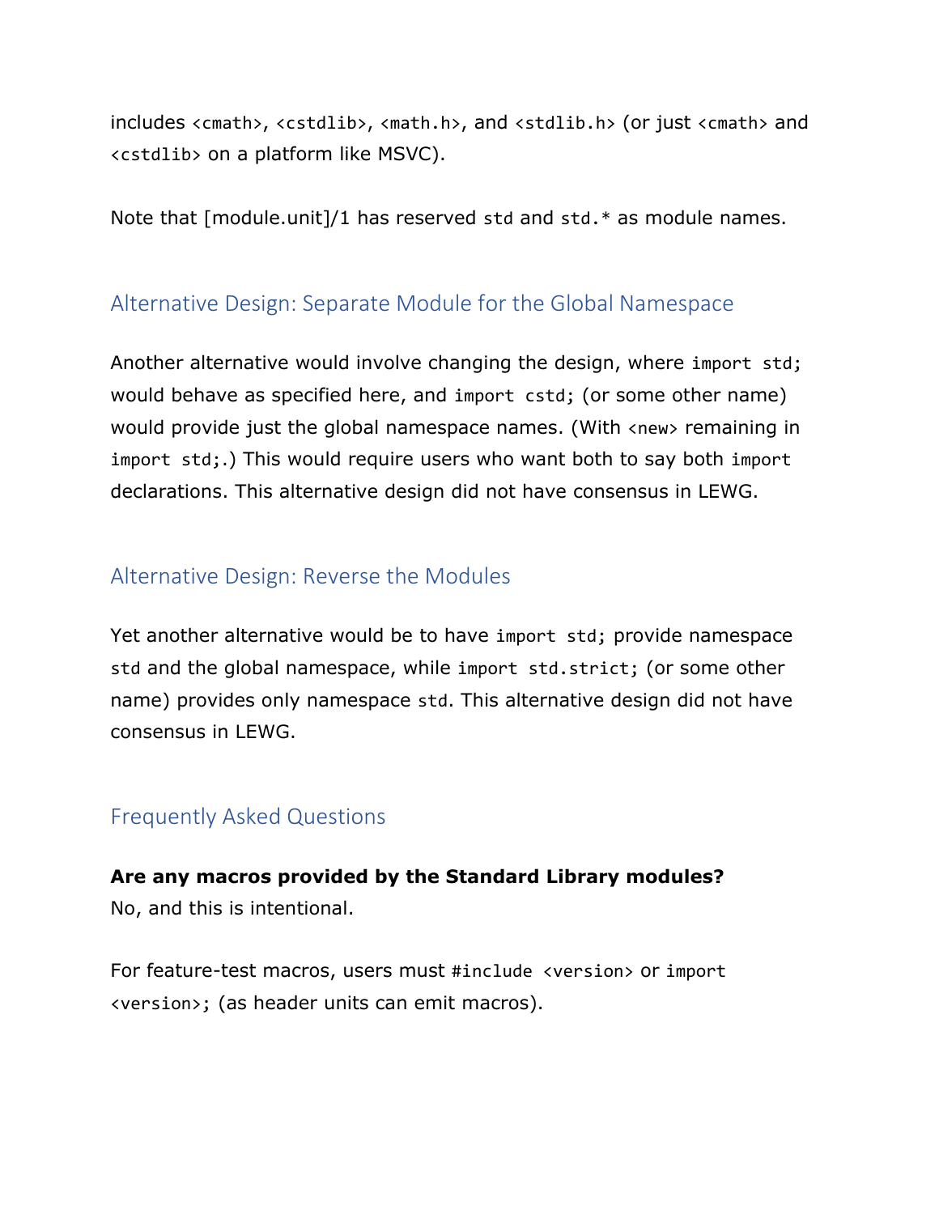includes `<cmath>`, `<cstdlib>`, `<math.h>`, and `<stdlib.h>` (or just `<cmath>` and `<cstdlib>` on a platform like MSVC).

Note that [module.unit]/1 has reserved `std` and `std.*` as module names.

## Alternative Design: Separate Module for the Global Namespace

Another alternative would involve changing the design, where `import std;` would behave as specified here, and `import cstd;` (or some other name) would provide just the global namespace names. (With `<new>` remaining in `import std;`.) This would require users who want both to say both `import` declarations. This alternative design did not have consensus in LEWG.

## Alternative Design: Reverse the Modules

Yet another alternative would be to have `import std;` provide namespace `std` and the global namespace, while `import std.strict;` (or some other name) provides only namespace `std`. This alternative design did not have consensus in LEWG.

## Frequently Asked Questions

**Are any macros provided by the Standard Library modules?**
No, and this is intentional.

For feature-test macros, users must `#include <version>` or `import <version>;` (as header units can emit macros).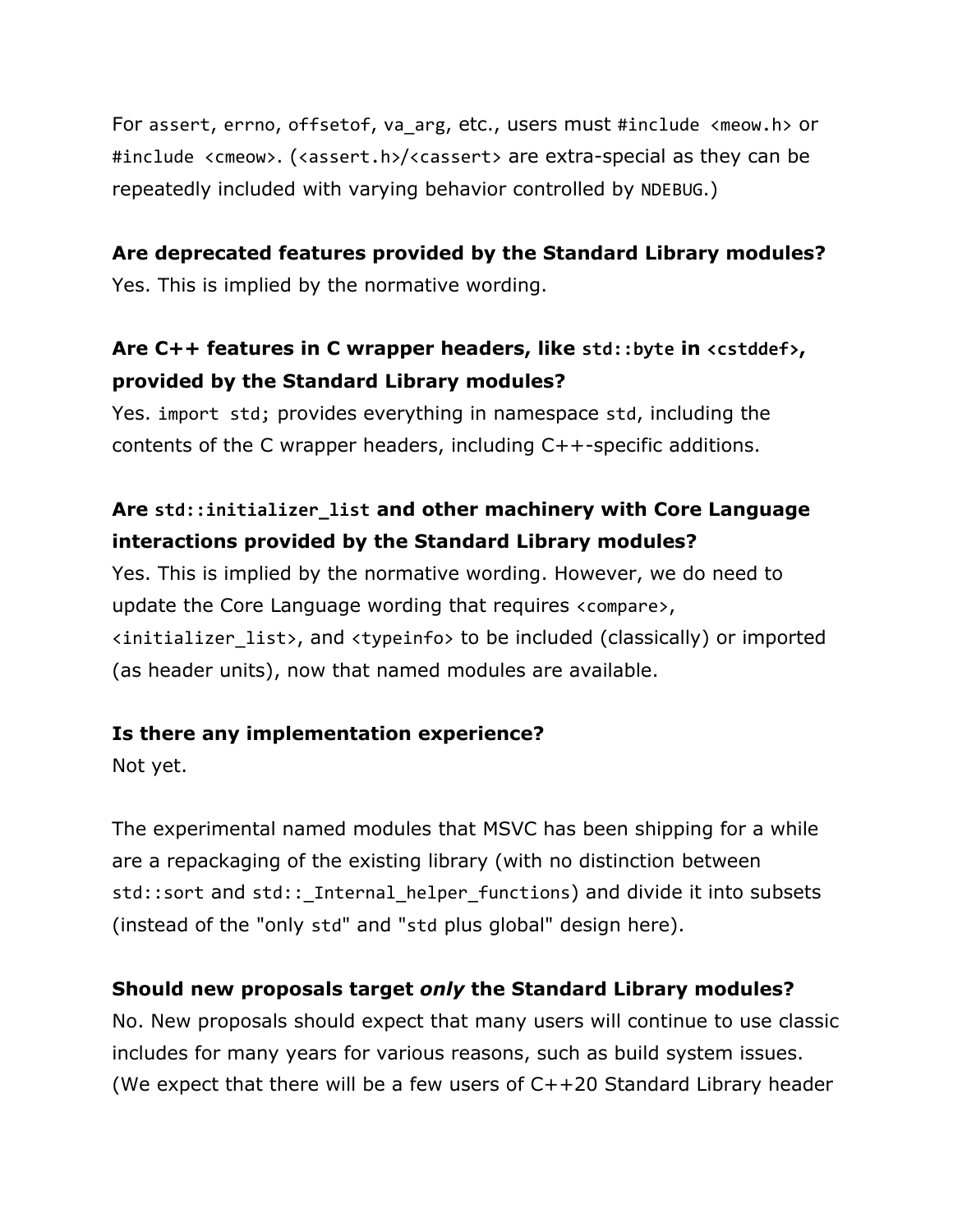For `assert`, `errno`, `offsetof`, `va_arg`, etc., users must `#include <meow.h>` or `#include <cmeow>`. (`<assert.h>`/`<cassert>` are extra-special as they can be repeatedly included with varying behavior controlled by `NDEBUG`.)

**Are deprecated features provided by the Standard Library modules?**
Yes. This is implied by the normative wording.

**Are C++ features in C wrapper headers, like `std::byte` in `<cstddef>`, provided by the Standard Library modules?**
Yes. `import std;` provides everything in namespace `std`, including the contents of the C wrapper headers, including C++-specific additions.

**Are `std::initializer_list` and other machinery with Core Language interactions provided by the Standard Library modules?**
Yes. This is implied by the normative wording. However, we do need to update the Core Language wording that requires `<compare>`, `<initializer_list>`, and `<typeinfo>` to be included (classically) or imported (as header units), now that named modules are available.

**Is there any implementation experience?**
Not yet.

The experimental named modules that MSVC has been shipping for a while are a repackaging of the existing library (with no distinction between `std::sort` and `std::_Internal_helper_functions`) and divide it into subsets (instead of the "only `std`" and "`std` plus global" design here).

**Should new proposals target *only* the Standard Library modules?**
No. New proposals should expect that many users will continue to use classic includes for many years for various reasons, such as build system issues. (We expect that there will be a few users of C++20 Standard Library header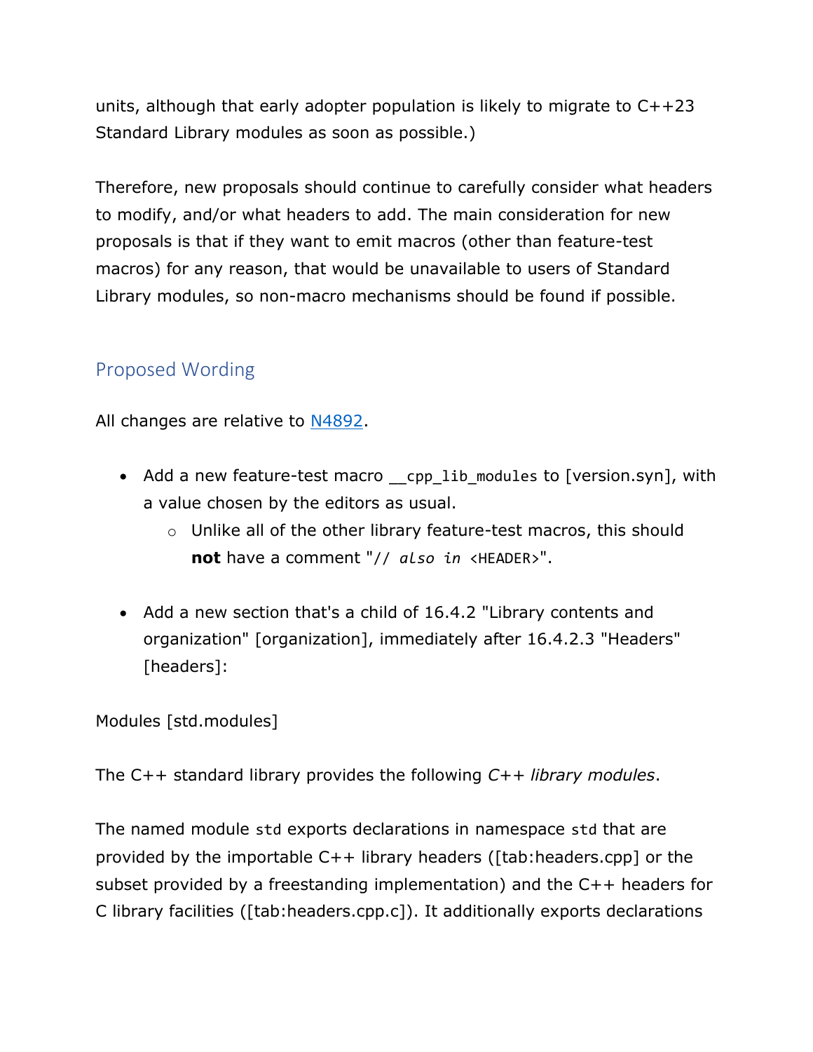units, although that early adopter population is likely to migrate to C++23 Standard Library modules as soon as possible.)

Therefore, new proposals should continue to carefully consider what headers to modify, and/or what headers to add. The main consideration for new proposals is that if they want to emit macros (other than feature-test macros) for any reason, that would be unavailable to users of Standard Library modules, so non-macro mechanisms should be found if possible.

## Proposed Wording

All changes are relative to [N4892](N4892).

- Add a new feature-test macro `__cpp_lib_modules` to [version.syn], with a value chosen by the editors as usual.
    - Unlike all of the other library feature-test macros, this should **not** have a comment "`// also in <HEADER>`".
- Add a new section that's a child of 16.4.2 "Library contents and organization" [organization], immediately after 16.4.2.3 "Headers" [headers]:

Modules [std.modules]

The C++ standard library provides the following *C++ library modules*.

The named module `std` exports declarations in namespace `std` that are provided by the importable C++ library headers ([tab:headers.cpp] or the subset provided by a freestanding implementation) and the C++ headers for C library facilities ([tab:headers.cpp.c]). It additionally exports declarations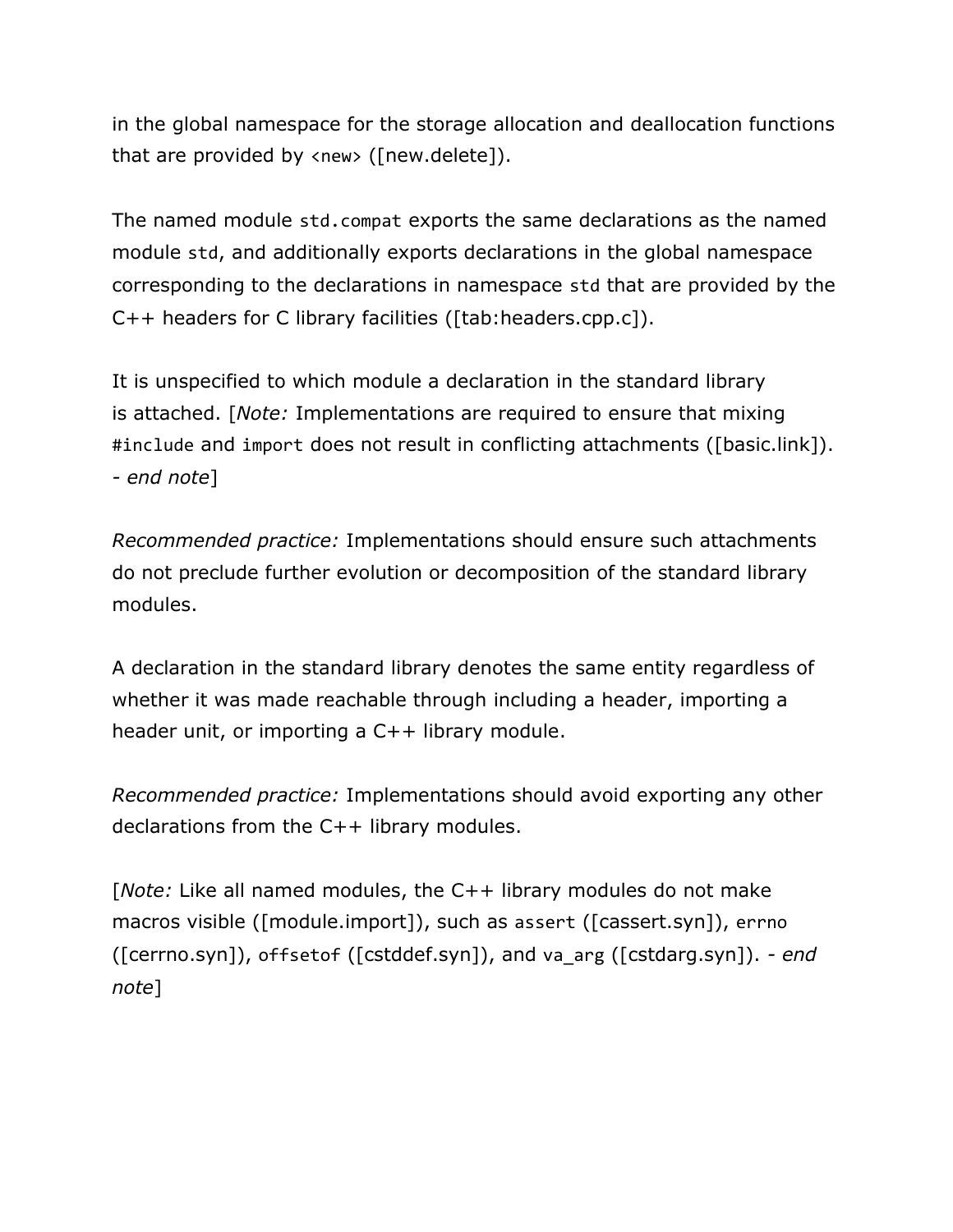in the global namespace for the storage allocation and deallocation functions that are provided by `<new>` ([new.delete]).

The named module `std.compat` exports the same declarations as the named module `std`, and additionally exports declarations in the global namespace corresponding to the declarations in namespace `std` that are provided by the C++ headers for C library facilities ([tab:headers.cpp.c]).

It is unspecified to which module a declaration in the standard library is attached. [*Note:* Implementations are required to ensure that mixing `#include` and `import` does not result in conflicting attachments ([basic.link]). - *end note*]

*Recommended practice:* Implementations should ensure such attachments do not preclude further evolution or decomposition of the standard library modules.

A declaration in the standard library denotes the same entity regardless of whether it was made reachable through including a header, importing a header unit, or importing a C++ library module.

*Recommended practice:* Implementations should avoid exporting any other declarations from the C++ library modules.

[*Note:* Like all named modules, the C++ library modules do not make macros visible ([module.import]), such as `assert` ([cassert.syn]), `errno` ([cerrno.syn]), `offsetof` ([cstddef.syn]), and `va_arg` ([cstdarg.syn]). - *end note*]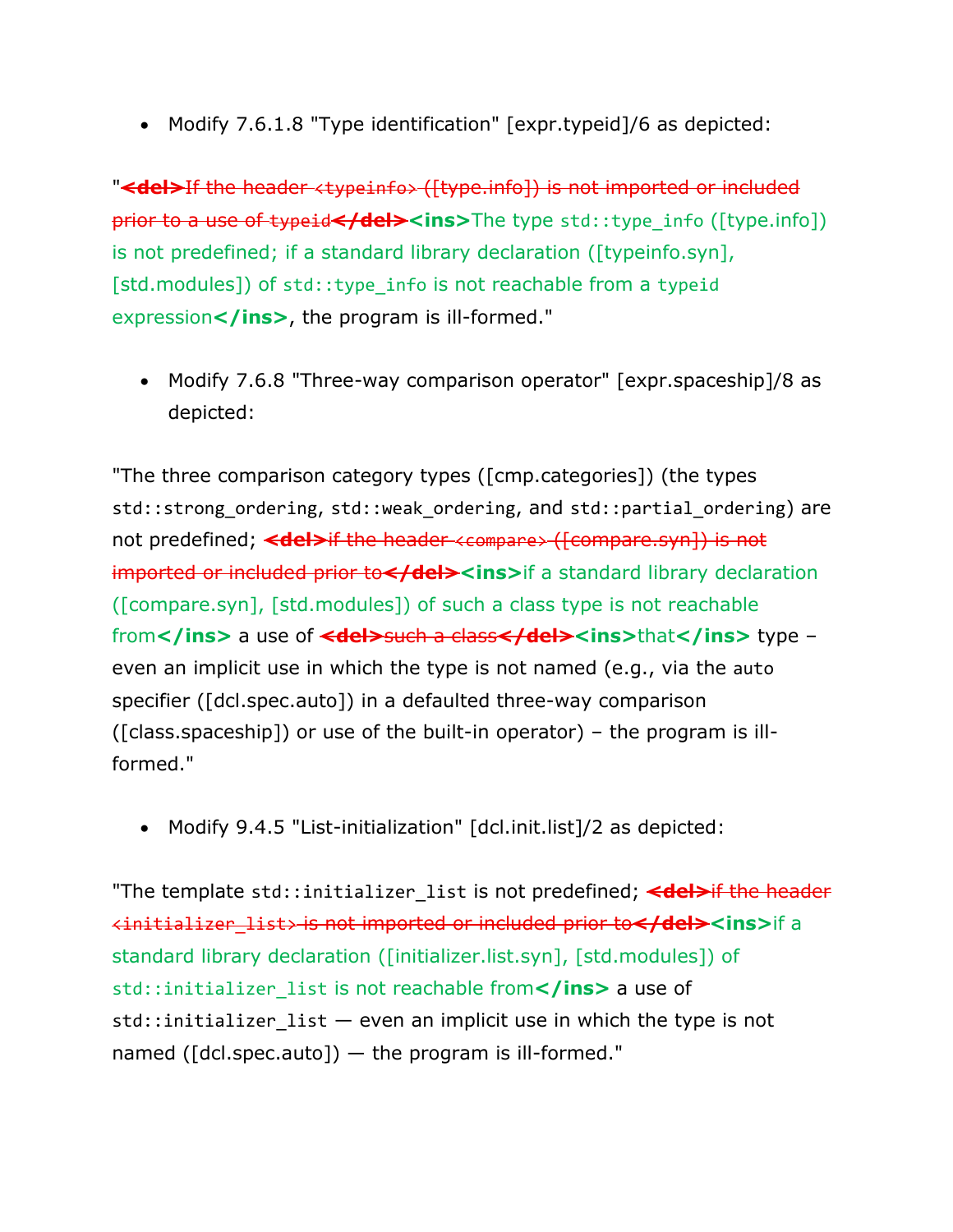- Modify 7.6.1.8 "Type identification" [expr.typeid]/6 as depicted:

"**<del>**~~If the header `<typeinfo>` ([type.info]) is not imported or included prior to a use of `typeid`~~**</del><ins>**The type `std::type_info` ([type.info]) is not predefined; if a standard library declaration ([typeinfo.syn], [std.modules]) of `std::type_info` is not reachable from a `typeid` expression**</ins>**, the program is ill-formed."

- Modify 7.6.8 "Three-way comparison operator" [expr.spaceship]/8 as depicted:

"The three comparison category types ([cmp.categories]) (the types `std::strong_ordering`, `std::weak_ordering`, and `std::partial_ordering`) are not predefined; **<del>**~~if the header `<compare>` ([compare.syn]) is not imported or included prior to~~**</del><ins>**if a standard library declaration ([compare.syn], [std.modules]) of such a class type is not reachable from**</ins>** a use of **<del>**~~such a class~~**</del><ins>**that**</ins>** type – even an implicit use in which the type is not named (e.g., via the `auto` specifier ([dcl.spec.auto]) in a defaulted three-way comparison ([class.spaceship]) or use of the built-in operator) – the program is ill-formed."

- Modify 9.4.5 "List-initialization" [dcl.init.list]/2 as depicted:

"The template `std::initializer_list` is not predefined; **<del>**~~if the header `<initializer_list>` is not imported or included prior to~~**</del><ins>**if a standard library declaration ([initializer.list.syn], [std.modules]) of `std::initializer_list` is not reachable from**</ins>** a use of `std::initializer_list` — even an implicit use in which the type is not named ([dcl.spec.auto]) — the program is ill-formed."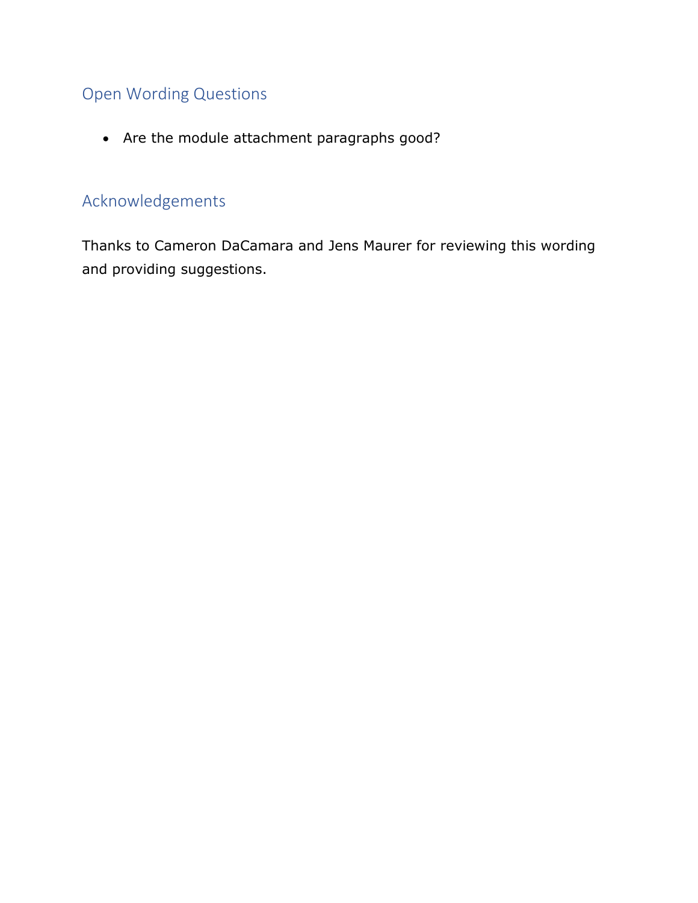## Open Wording Questions

- Are the module attachment paragraphs good?

## Acknowledgements

Thanks to Cameron DaCamara and Jens Maurer for reviewing this wording and providing suggestions.